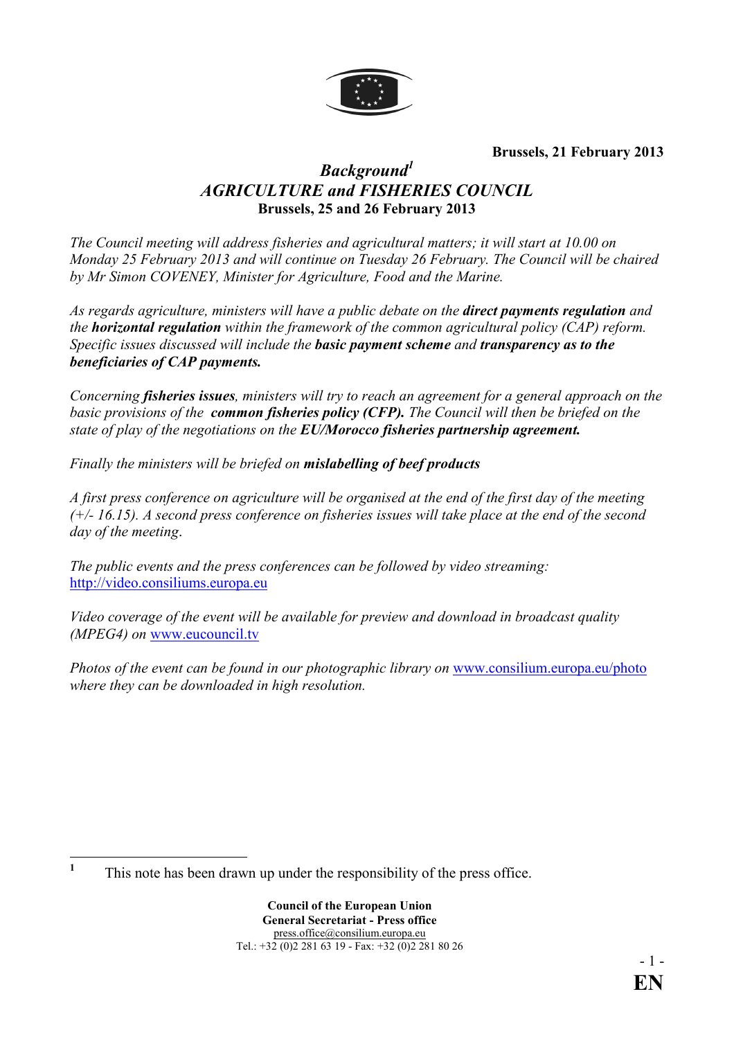**Brussels, 21 February 2013**

# *Background*[1]

# *AGRICULTURE and FISHERIES COUNCIL*

**Brussels, 25 and 26 February 2013**

*The Council meeting will address fisheries and agricultural matters; it will start at 10.00 on Monday 25 February 2013 and will continue on Tuesday 26 February. The Council will be chaired by Mr Simon COVENEY, Minister for Agriculture, Food and the Marine.*

*As regards agriculture, ministers will have a public debate on the **direct payments regulation** and the **horizontal regulation** within the framework of the common agricultural policy (CAP) reform. Specific issues discussed will include the **basic payment scheme** and **transparency as to the beneficiaries of CAP payments.***

*Concerning **fisheries issues**, ministers will try to reach an agreement for a general approach on the basic provisions of the **common fisheries policy (CFP).** The Council will then be briefed on the state of play of the negotiations on the **EU/Morocco fisheries partnership agreement.***

*Finally the ministers will be briefed on **mislabelling of beef products***

*A first press conference on agriculture will be organised at the end of the first day of the meeting (+/- 16.15). A second press conference on fisheries issues will take place at the end of the second day of the meeting.*

*The public events and the press conferences can be followed by video streaming:* http://video.consiliums.europa.eu

*Video coverage of the event will be available for preview and download in broadcast quality (MPEG4) on* www.eucouncil.tv

*Photos of the event can be found in our photographic library on* www.consilium.europa.eu/photo *where they can be downloaded in high resolution.*

---

[1] This note has been drawn up under the responsibility of the press office.

**Council of the European Union**
**General Secretariat - Press office**
press.office@consilium.europa.eu
Tel.: +32 (0)2 281 63 19 - Fax: +32 (0)2 281 80 26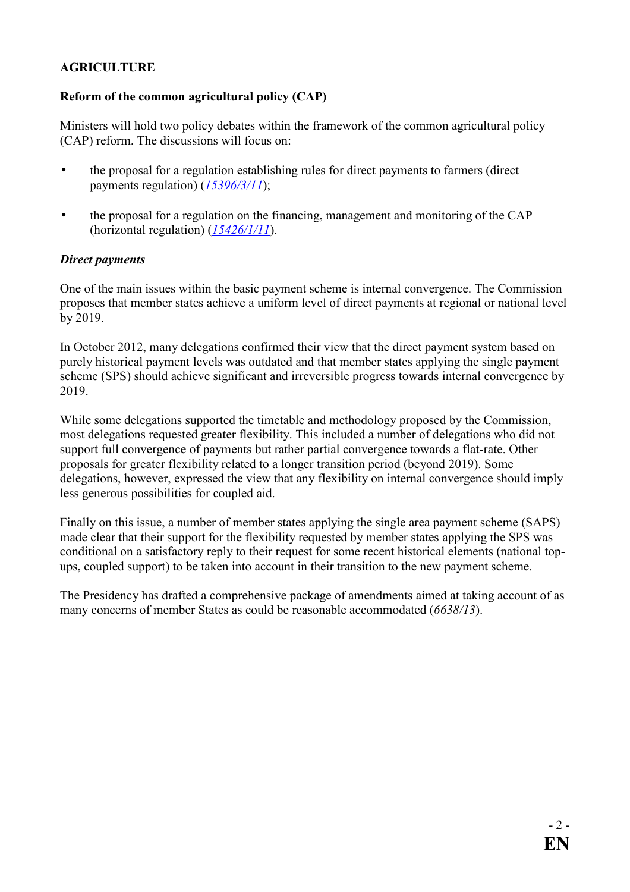**AGRICULTURE**

**Reform of the common agricultural policy (CAP)**

Ministers will hold two policy debates within the framework of the common agricultural policy (CAP) reform. The discussions will focus on:

- the proposal for a regulation establishing rules for direct payments to farmers (direct payments regulation) (*15396/3/11*);
- the proposal for a regulation on the financing, management and monitoring of the CAP (horizontal regulation) (*15426/1/11*).

***Direct payments***

One of the main issues within the basic payment scheme is internal convergence. The Commission proposes that member states achieve a uniform level of direct payments at regional or national level by 2019.

In October 2012, many delegations confirmed their view that the direct payment system based on purely historical payment levels was outdated and that member states applying the single payment scheme (SPS) should achieve significant and irreversible progress towards internal convergence by 2019.

While some delegations supported the timetable and methodology proposed by the Commission, most delegations requested greater flexibility. This included a number of delegations who did not support full convergence of payments but rather partial convergence towards a flat-rate. Other proposals for greater flexibility related to a longer transition period (beyond 2019). Some delegations, however, expressed the view that any flexibility on internal convergence should imply less generous possibilities for coupled aid.

Finally on this issue, a number of member states applying the single area payment scheme (SAPS) made clear that their support for the flexibility requested by member states applying the SPS was conditional on a satisfactory reply to their request for some recent historical elements (national top-ups, coupled support) to be taken into account in their transition to the new payment scheme.

The Presidency has drafted a comprehensive package of amendments aimed at taking account of as many concerns of member States as could be reasonable accommodated (*6638/13*).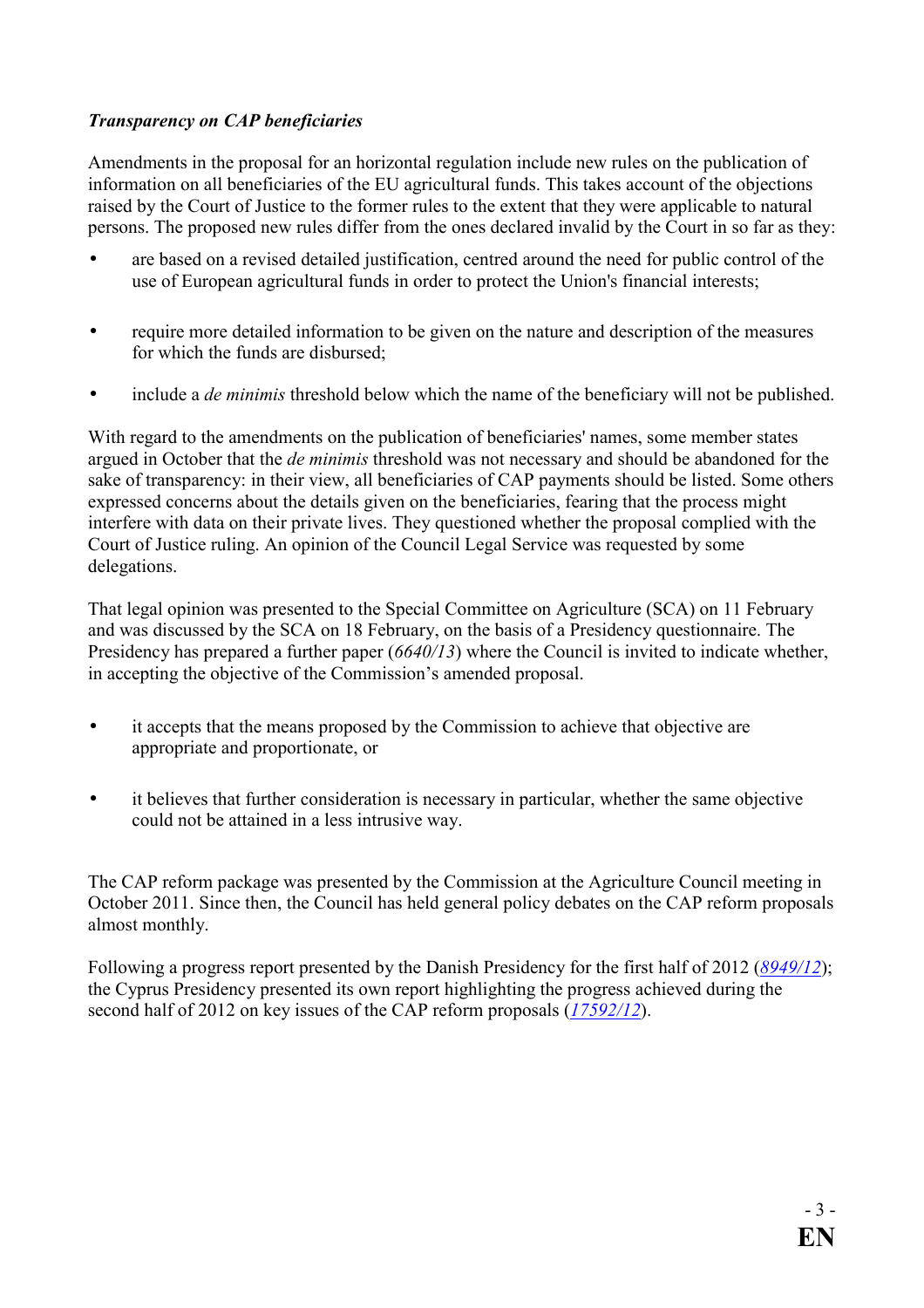***Transparency on CAP beneficiaries***

Amendments in the proposal for an horizontal regulation include new rules on the publication of information on all beneficiaries of the EU agricultural funds. This takes account of the objections raised by the Court of Justice to the former rules to the extent that they were applicable to natural persons. The proposed new rules differ from the ones declared invalid by the Court in so far as they:

- are based on a revised detailed justification, centred around the need for public control of the use of European agricultural funds in order to protect the Union's financial interests;
- require more detailed information to be given on the nature and description of the measures for which the funds are disbursed;
- include a *de minimis* threshold below which the name of the beneficiary will not be published.

With regard to the amendments on the publication of beneficiaries' names, some member states argued in October that the *de minimis* threshold was not necessary and should be abandoned for the sake of transparency: in their view, all beneficiaries of CAP payments should be listed. Some others expressed concerns about the details given on the beneficiaries, fearing that the process might interfere with data on their private lives. They questioned whether the proposal complied with the Court of Justice ruling. An opinion of the Council Legal Service was requested by some delegations.

That legal opinion was presented to the Special Committee on Agriculture (SCA) on 11 February and was discussed by the SCA on 18 February, on the basis of a Presidency questionnaire. The Presidency has prepared a further paper (*6640/13*) where the Council is invited to indicate whether, in accepting the objective of the Commission's amended proposal.

- it accepts that the means proposed by the Commission to achieve that objective are appropriate and proportionate, or
- it believes that further consideration is necessary in particular, whether the same objective could not be attained in a less intrusive way.

The CAP reform package was presented by the Commission at the Agriculture Council meeting in October 2011. Since then, the Council has held general policy debates on the CAP reform proposals almost monthly.

Following a progress report presented by the Danish Presidency for the first half of 2012 (*8949/12*); the Cyprus Presidency presented its own report highlighting the progress achieved during the second half of 2012 on key issues of the CAP reform proposals (*17592/12*).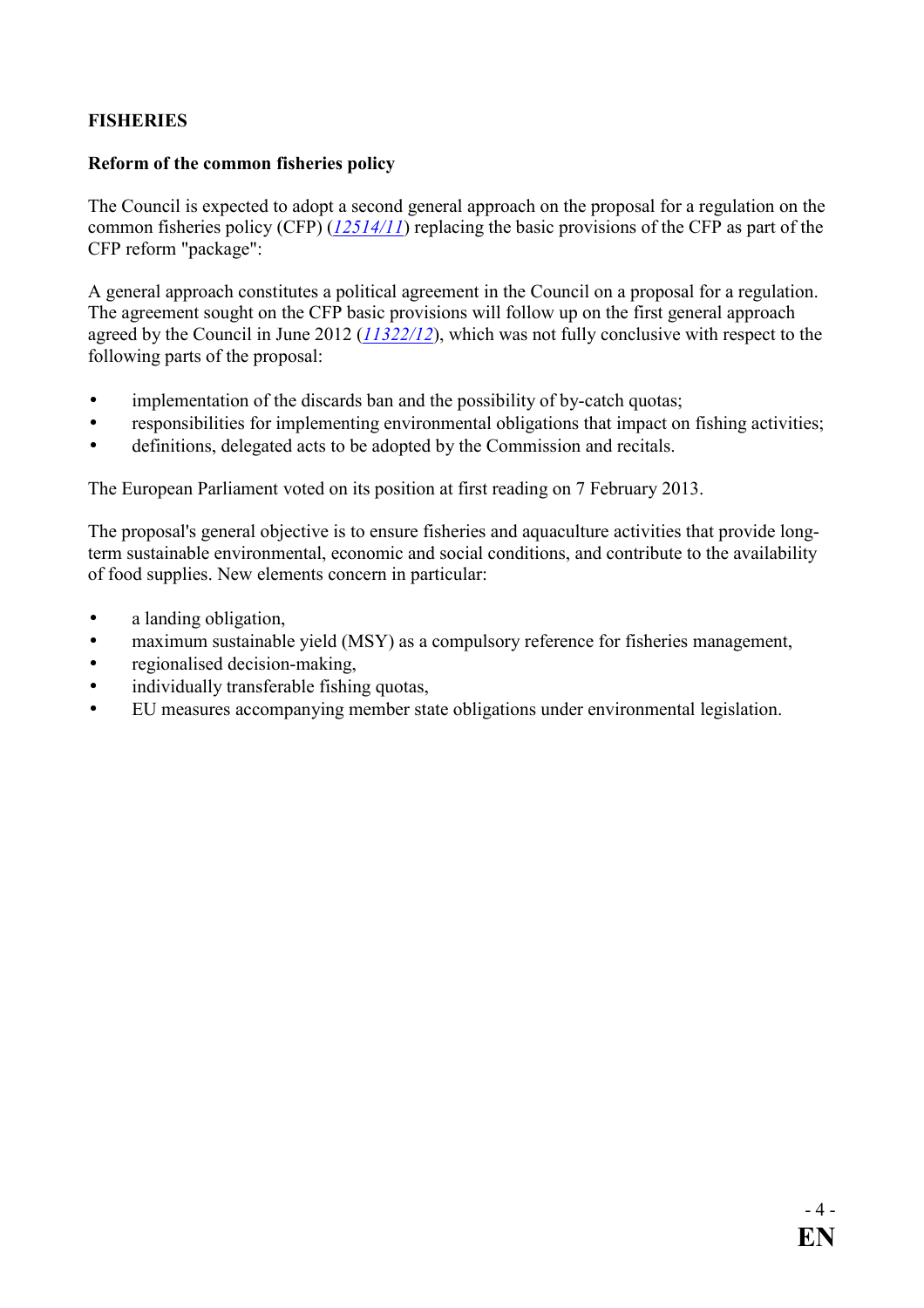## FISHERIES

### Reform of the common fisheries policy

The Council is expected to adopt a second general approach on the proposal for a regulation on the common fisheries policy (CFP) (*12514/11*) replacing the basic provisions of the CFP as part of the CFP reform "package":

A general approach constitutes a political agreement in the Council on a proposal for a regulation. The agreement sought on the CFP basic provisions will follow up on the first general approach agreed by the Council in June 2012 (*11322/12*), which was not fully conclusive with respect to the following parts of the proposal:

- implementation of the discards ban and the possibility of by-catch quotas;
- responsibilities for implementing environmental obligations that impact on fishing activities;
- definitions, delegated acts to be adopted by the Commission and recitals.

The European Parliament voted on its position at first reading on 7 February 2013.

The proposal's general objective is to ensure fisheries and aquaculture activities that provide long-term sustainable environmental, economic and social conditions, and contribute to the availability of food supplies. New elements concern in particular:

- a landing obligation,
- maximum sustainable yield (MSY) as a compulsory reference for fisheries management,
- regionalised decision-making,
- individually transferable fishing quotas,
- EU measures accompanying member state obligations under environmental legislation.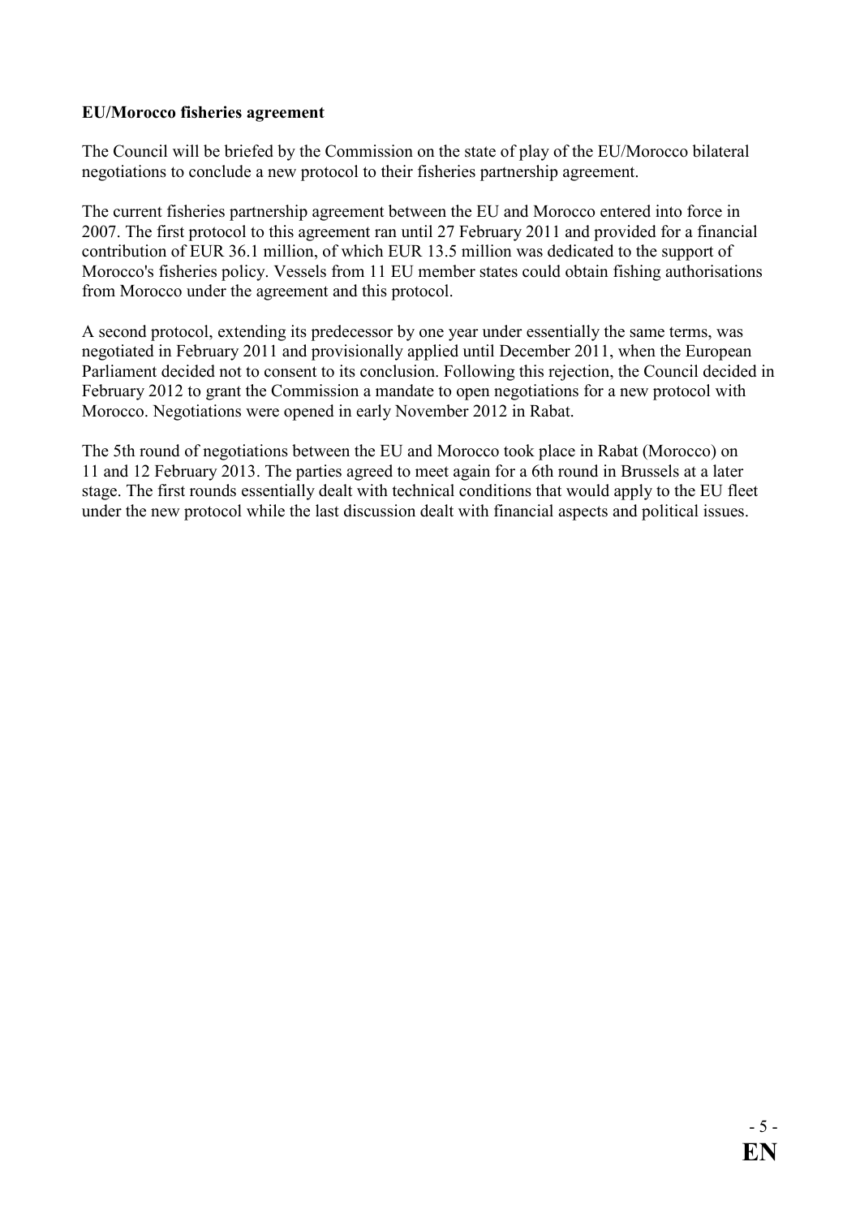**EU/Morocco fisheries agreement**

The Council will be briefed by the Commission on the state of play of the EU/Morocco bilateral negotiations to conclude a new protocol to their fisheries partnership agreement.

The current fisheries partnership agreement between the EU and Morocco entered into force in 2007. The first protocol to this agreement ran until 27 February 2011 and provided for a financial contribution of EUR 36.1 million, of which EUR 13.5 million was dedicated to the support of Morocco's fisheries policy. Vessels from 11 EU member states could obtain fishing authorisations from Morocco under the agreement and this protocol.

A second protocol, extending its predecessor by one year under essentially the same terms, was negotiated in February 2011 and provisionally applied until December 2011, when the European Parliament decided not to consent to its conclusion. Following this rejection, the Council decided in February 2012 to grant the Commission a mandate to open negotiations for a new protocol with Morocco. Negotiations were opened in early November 2012 in Rabat.

The 5th round of negotiations between the EU and Morocco took place in Rabat (Morocco) on 11 and 12 February 2013. The parties agreed to meet again for a 6th round in Brussels at a later stage. The first rounds essentially dealt with technical conditions that would apply to the EU fleet under the new protocol while the last discussion dealt with financial aspects and political issues.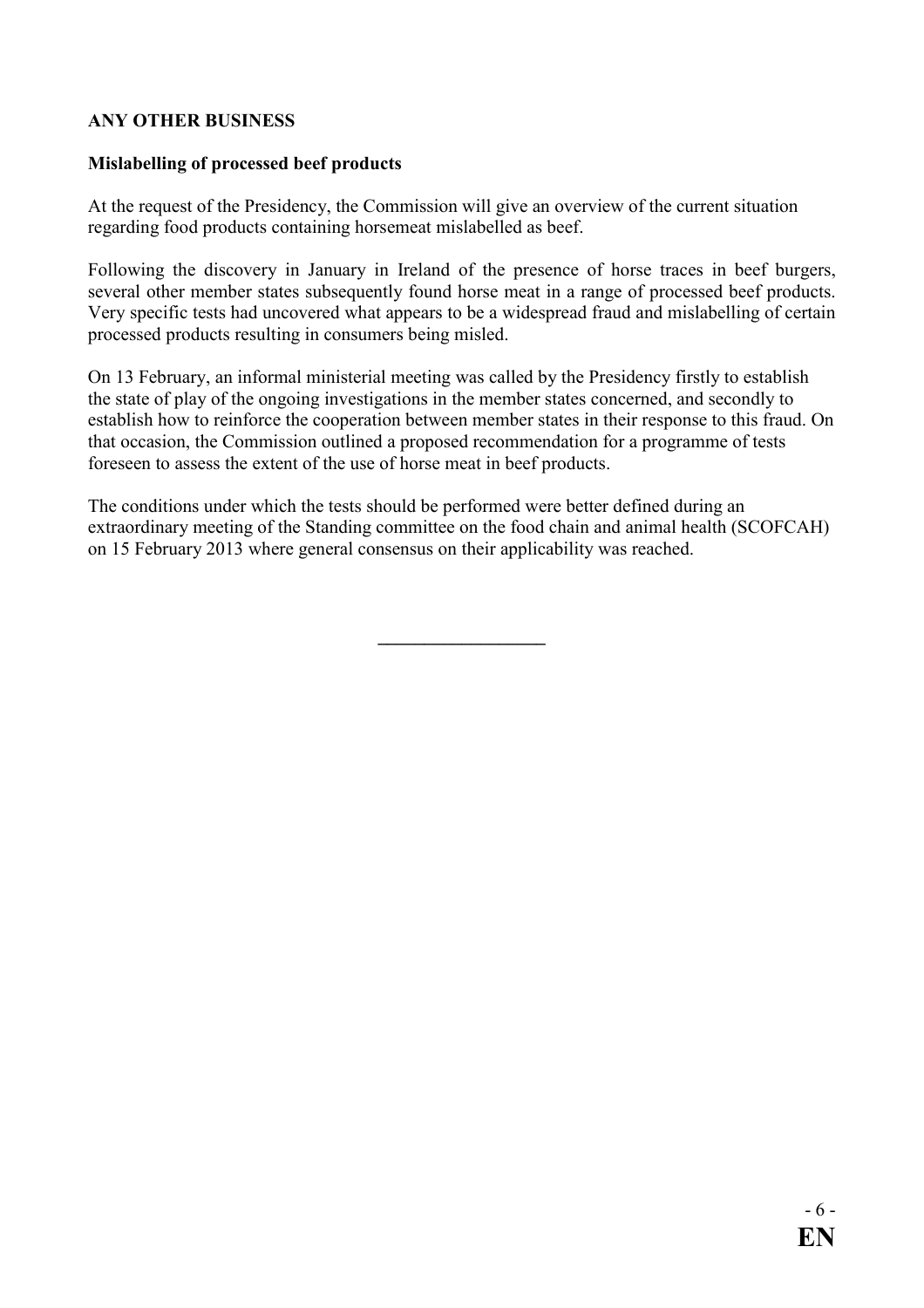**ANY OTHER BUSINESS**

**Mislabelling of processed beef products**

At the request of the Presidency, the Commission will give an overview of the current situation regarding food products containing horsemeat mislabelled as beef.

Following the discovery in January in Ireland of the presence of horse traces in beef burgers, several other member states subsequently found horse meat in a range of processed beef products. Very specific tests had uncovered what appears to be a widespread fraud and mislabelling of certain processed products resulting in consumers being misled.

On 13 February, an informal ministerial meeting was called by the Presidency firstly to establish the state of play of the ongoing investigations in the member states concerned, and secondly to establish how to reinforce the cooperation between member states in their response to this fraud. On that occasion, the Commission outlined a proposed recommendation for a programme of tests foreseen to assess the extent of the use of horse meat in beef products.

The conditions under which the tests should be performed were better defined during an extraordinary meeting of the Standing committee on the food chain and animal health (SCOFCAH) on 15 February 2013 where general consensus on their applicability was reached.

---